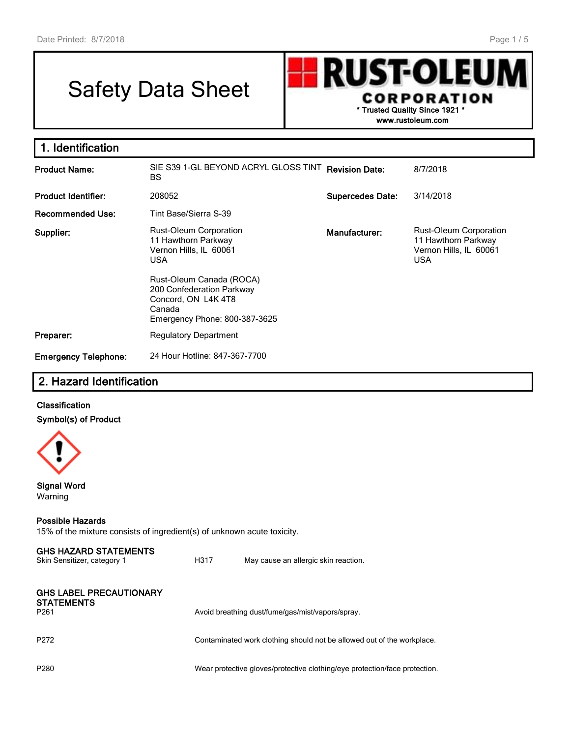# Safety Data Sheet

**RUST-OLEUM CORPORATION**
\* Trusted Quality Since 1921 \*
www.rustoleum.com

## 1. Identification

| | | | |
|---|---|---|---|
| **Product Name:** | SIE S39 1-GL BEYOND ACRYL GLOSS TINT BS | **Revision Date:** | 8/7/2018 |
| **Product Identifier:** | 208052 | **Supercedes Date:** | 3/14/2018 |
| **Recommended Use:** | Tint Base/Sierra S-39 | | |
| **Supplier:** | Rust-Oleum Corporation<br>11 Hawthorn Parkway<br>Vernon Hills, IL 60061<br>USA<br><br>Rust-Oleum Canada (ROCA)<br>200 Confederation Parkway<br>Concord, ON L4K 4T8<br>Canada<br>Emergency Phone: 800-387-3625 | **Manufacturer:** | Rust-Oleum Corporation<br>11 Hawthorn Parkway<br>Vernon Hills, IL 60061<br>USA |
| **Preparer:** | Regulatory Department | | |
| **Emergency Telephone:** | 24 Hour Hotline: 847-367-7700 | | |

## 2. Hazard Identification

**Classification**

**Symbol(s) of Product**

**Signal Word**
Warning

**Possible Hazards**
15% of the mixture consists of ingredient(s) of unknown acute toxicity.

**GHS HAZARD STATEMENTS**

| | | |
|---|---|---|
| Skin Sensitizer, category 1 | H317 | May cause an allergic skin reaction. |

**GHS LABEL PRECAUTIONARY STATEMENTS**

| | |
|---|---|
| P261 | Avoid breathing dust/fume/gas/mist/vapors/spray. |
| P272 | Contaminated work clothing should not be allowed out of the workplace. |
| P280 | Wear protective gloves/protective clothing/eye protection/face protection. |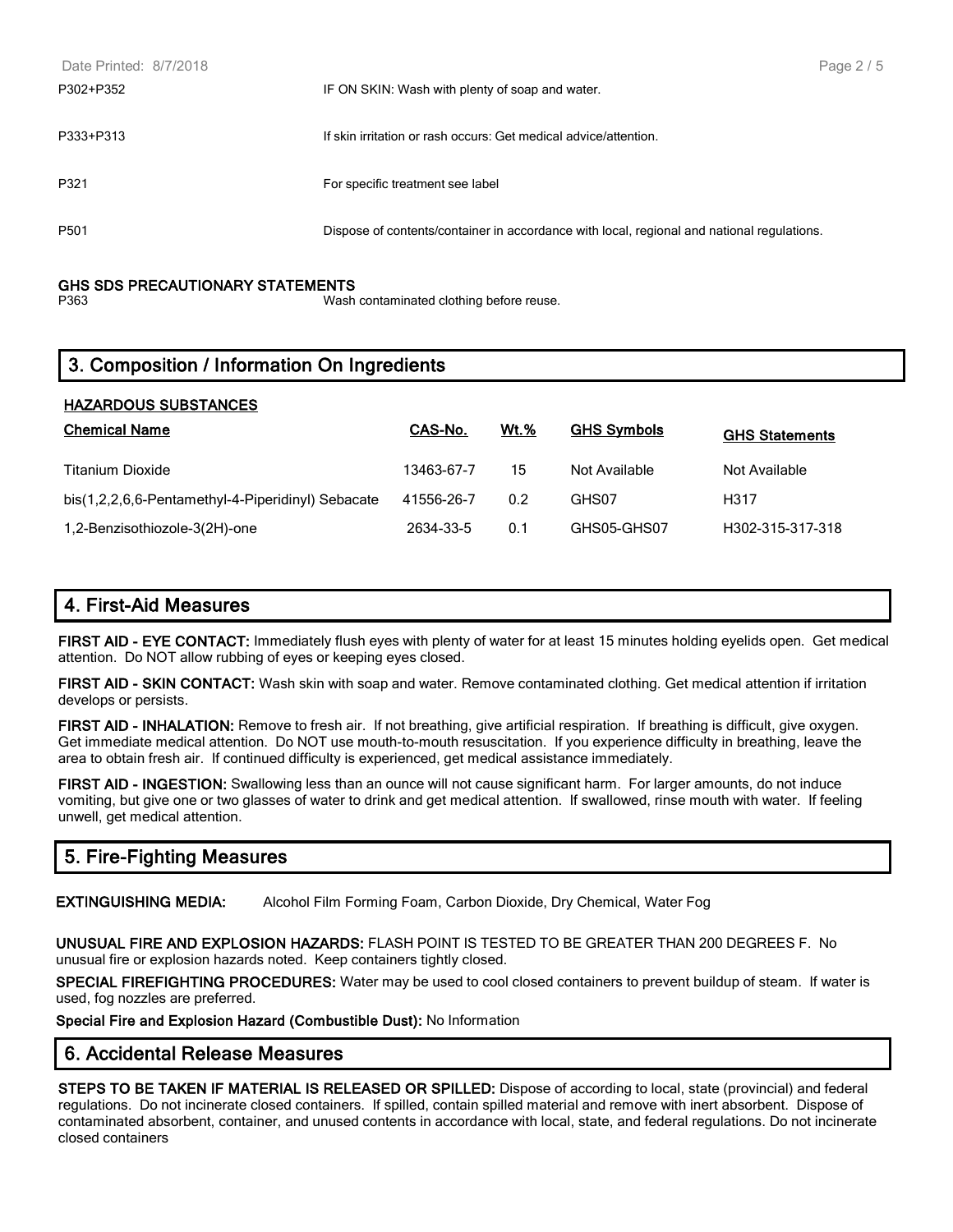| | |
|---|---|
| P302+P352 | IF ON SKIN: Wash with plenty of soap and water. |
| P333+P313 | If skin irritation or rash occurs: Get medical advice/attention. |
| P321 | For specific treatment see label |
| P501 | Dispose of contents/container in accordance with local, regional and national regulations. |

**GHS SDS PRECAUTIONARY STATEMENTS**

| | |
|---|---|
| P363 | Wash contaminated clothing before reuse. |

## 3. Composition / Information On Ingredients

**HAZARDOUS SUBSTANCES**

| Chemical Name | CAS-No. | Wt.% | GHS Symbols | GHS Statements |
|---|---|---|---|---|
| Titanium Dioxide | 13463-67-7 | 15 | Not Available | Not Available |
| bis(1,2,2,6,6-Pentamethyl-4-Piperidinyl) Sebacate | 41556-26-7 | 0.2 | GHS07 | H317 |
| 1,2-Benzisothiozole-3(2H)-one | 2634-33-5 | 0.1 | GHS05-GHS07 | H302-315-317-318 |

## 4. First-Aid Measures

**FIRST AID - EYE CONTACT:** Immediately flush eyes with plenty of water for at least 15 minutes holding eyelids open. Get medical attention. Do NOT allow rubbing of eyes or keeping eyes closed.

**FIRST AID - SKIN CONTACT:** Wash skin with soap and water. Remove contaminated clothing. Get medical attention if irritation develops or persists.

**FIRST AID - INHALATION:** Remove to fresh air. If not breathing, give artificial respiration. If breathing is difficult, give oxygen. Get immediate medical attention. Do NOT use mouth-to-mouth resuscitation. If you experience difficulty in breathing, leave the area to obtain fresh air. If continued difficulty is experienced, get medical assistance immediately.

**FIRST AID - INGESTION:** Swallowing less than an ounce will not cause significant harm. For larger amounts, do not induce vomiting, but give one or two glasses of water to drink and get medical attention. If swallowed, rinse mouth with water. If feeling unwell, get medical attention.

## 5. Fire-Fighting Measures

**EXTINGUISHING MEDIA:** Alcohol Film Forming Foam, Carbon Dioxide, Dry Chemical, Water Fog

**UNUSUAL FIRE AND EXPLOSION HAZARDS:** FLASH POINT IS TESTED TO BE GREATER THAN 200 DEGREES F. No unusual fire or explosion hazards noted. Keep containers tightly closed.

**SPECIAL FIREFIGHTING PROCEDURES:** Water may be used to cool closed containers to prevent buildup of steam. If water is used, fog nozzles are preferred.

**Special Fire and Explosion Hazard (Combustible Dust):** No Information

## 6. Accidental Release Measures

**STEPS TO BE TAKEN IF MATERIAL IS RELEASED OR SPILLED:** Dispose of according to local, state (provincial) and federal regulations. Do not incinerate closed containers. If spilled, contain spilled material and remove with inert absorbent. Dispose of contaminated absorbent, container, and unused contents in accordance with local, state, and federal regulations. Do not incinerate closed containers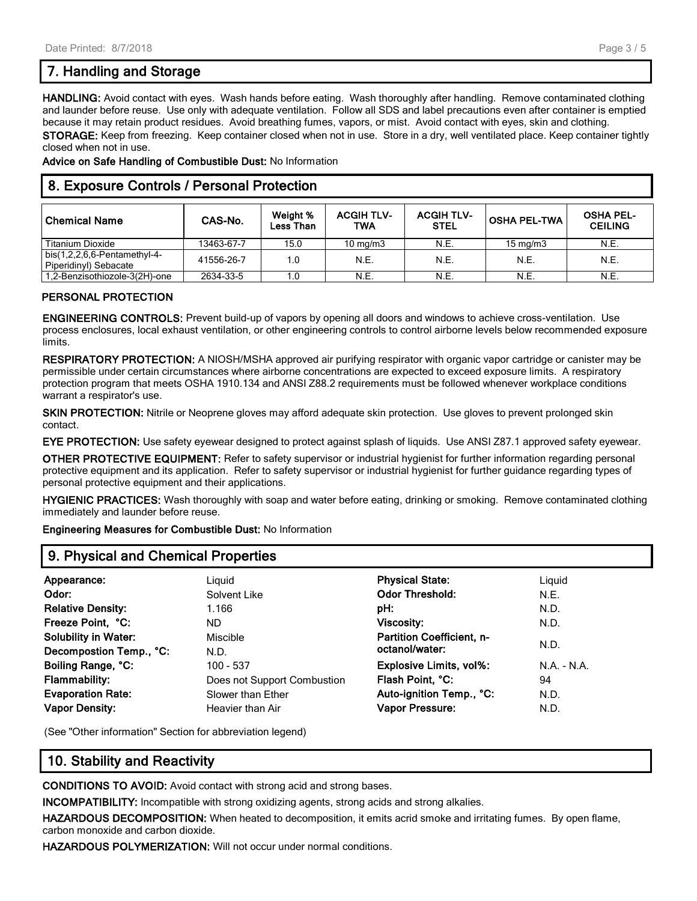## 7. Handling and Storage

**HANDLING:** Avoid contact with eyes. Wash hands before eating. Wash thoroughly after handling. Remove contaminated clothing and launder before reuse. Use only with adequate ventilation. Follow all SDS and label precautions even after container is emptied because it may retain product residues. Avoid breathing fumes, vapors, or mist. Avoid contact with eyes, skin and clothing.

**STORAGE:** Keep from freezing. Keep container closed when not in use. Store in a dry, well ventilated place. Keep container tightly closed when not in use.

**Advice on Safe Handling of Combustible Dust:** No Information

## 8. Exposure Controls / Personal Protection

| Chemical Name | CAS-No. | Weight % Less Than | ACGIH TLV-TWA | ACGIH TLV-STEL | OSHA PEL-TWA | OSHA PEL-CEILING |
|---|---|---|---|---|---|---|
| Titanium Dioxide | 13463-67-7 | 15.0 | 10 mg/m3 | N.E. | 15 mg/m3 | N.E. |
| bis(1,2,2,6,6-Pentamethyl-4-Piperidinyl) Sebacate | 41556-26-7 | 1.0 | N.E. | N.E. | N.E. | N.E. |
| 1,2-Benzisothiozole-3(2H)-one | 2634-33-5 | 1.0 | N.E. | N.E. | N.E. | N.E. |

**PERSONAL PROTECTION**

**ENGINEERING CONTROLS:** Prevent build-up of vapors by opening all doors and windows to achieve cross-ventilation. Use process enclosures, local exhaust ventilation, or other engineering controls to control airborne levels below recommended exposure limits.

**RESPIRATORY PROTECTION:** A NIOSH/MSHA approved air purifying respirator with organic vapor cartridge or canister may be permissible under certain circumstances where airborne concentrations are expected to exceed exposure limits. A respiratory protection program that meets OSHA 1910.134 and ANSI Z88.2 requirements must be followed whenever workplace conditions warrant a respirator's use.

**SKIN PROTECTION:** Nitrile or Neoprene gloves may afford adequate skin protection. Use gloves to prevent prolonged skin contact.

**EYE PROTECTION:** Use safety eyewear designed to protect against splash of liquids. Use ANSI Z87.1 approved safety eyewear.

**OTHER PROTECTIVE EQUIPMENT:** Refer to safety supervisor or industrial hygienist for further information regarding personal protective equipment and its application. Refer to safety supervisor or industrial hygienist for further guidance regarding types of personal protective equipment and their applications.

**HYGIENIC PRACTICES:** Wash thoroughly with soap and water before eating, drinking or smoking. Remove contaminated clothing immediately and launder before reuse.

**Engineering Measures for Combustible Dust:** No Information

## 9. Physical and Chemical Properties

| | | | |
|---|---|---|---|
| **Appearance:** | Liquid | **Physical State:** | Liquid |
| **Odor:** | Solvent Like | **Odor Threshold:** | N.E. |
| **Relative Density:** | 1.166 | **pH:** | N.D. |
| **Freeze Point, °C:** | ND | **Viscosity:** | N.D. |
| **Solubility in Water:** | Miscible | **Partition Coefficient, n-octanol/water:** | N.D. |
| **Decompostion Temp., °C:** | N.D. | | |
| **Boiling Range, °C:** | 100 - 537 | **Explosive Limits, vol%:** | N.A. - N.A. |
| **Flammability:** | Does not Support Combustion | **Flash Point, °C:** | 94 |
| **Evaporation Rate:** | Slower than Ether | **Auto-ignition Temp., °C:** | N.D. |
| **Vapor Density:** | Heavier than Air | **Vapor Pressure:** | N.D. |

(See "Other information" Section for abbreviation legend)

## 10. Stability and Reactivity

**CONDITIONS TO AVOID:** Avoid contact with strong acid and strong bases.

**INCOMPATIBILITY:** Incompatible with strong oxidizing agents, strong acids and strong alkalies.

**HAZARDOUS DECOMPOSITION:** When heated to decomposition, it emits acrid smoke and irritating fumes. By open flame, carbon monoxide and carbon dioxide.

**HAZARDOUS POLYMERIZATION:** Will not occur under normal conditions.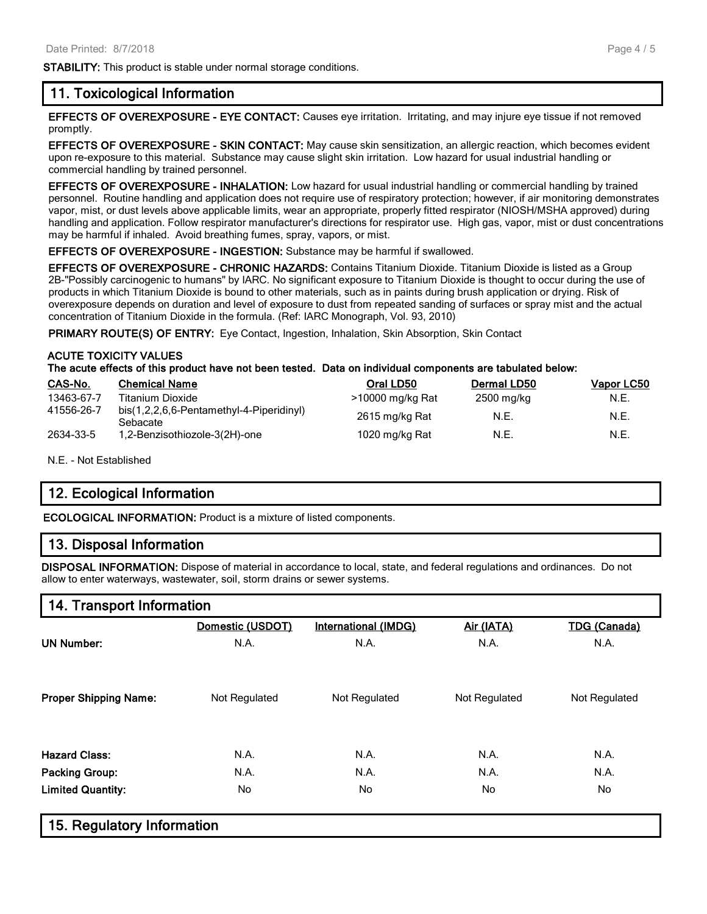**STABILITY:** This product is stable under normal storage conditions.

## 11. Toxicological Information

**EFFECTS OF OVEREXPOSURE - EYE CONTACT:** Causes eye irritation. Irritating, and may injure eye tissue if not removed promptly.

**EFFECTS OF OVEREXPOSURE - SKIN CONTACT:** May cause skin sensitization, an allergic reaction, which becomes evident upon re-exposure to this material. Substance may cause slight skin irritation. Low hazard for usual industrial handling or commercial handling by trained personnel.

**EFFECTS OF OVEREXPOSURE - INHALATION:** Low hazard for usual industrial handling or commercial handling by trained personnel. Routine handling and application does not require use of respiratory protection; however, if air monitoring demonstrates vapor, mist, or dust levels above applicable limits, wear an appropriate, properly fitted respirator (NIOSH/MSHA approved) during handling and application. Follow respirator manufacturer's directions for respirator use. High gas, vapor, mist or dust concentrations may be harmful if inhaled. Avoid breathing fumes, spray, vapors, or mist.

**EFFECTS OF OVEREXPOSURE - INGESTION:** Substance may be harmful if swallowed.

**EFFECTS OF OVEREXPOSURE - CHRONIC HAZARDS:** Contains Titanium Dioxide. Titanium Dioxide is listed as a Group 2B-"Possibly carcinogenic to humans" by IARC. No significant exposure to Titanium Dioxide is thought to occur during the use of products in which Titanium Dioxide is bound to other materials, such as in paints during brush application or drying. Risk of overexposure depends on duration and level of exposure to dust from repeated sanding of surfaces or spray mist and the actual concentration of Titanium Dioxide in the formula. (Ref: IARC Monograph, Vol. 93, 2010)

**PRIMARY ROUTE(S) OF ENTRY:** Eye Contact, Ingestion, Inhalation, Skin Absorption, Skin Contact

**ACUTE TOXICITY VALUES**
**The acute effects of this product have not been tested. Data on individual components are tabulated below:**

| CAS-No. | Chemical Name | Oral LD50 | Dermal LD50 | Vapor LC50 |
|---|---|---|---|---|
| 13463-67-7 | Titanium Dioxide | >10000 mg/kg Rat | 2500 mg/kg | N.E. |
| 41556-26-7 | bis(1,2,2,6,6-Pentamethyl-4-Piperidinyl) Sebacate | 2615 mg/kg Rat | N.E. | N.E. |
| 2634-33-5 | 1,2-Benzisothiozole-3(2H)-one | 1020 mg/kg Rat | N.E. | N.E. |

N.E. - Not Established

## 12. Ecological Information

**ECOLOGICAL INFORMATION:** Product is a mixture of listed components.

## 13. Disposal Information

**DISPOSAL INFORMATION:** Dispose of material in accordance to local, state, and federal regulations and ordinances. Do not allow to enter waterways, wastewater, soil, storm drains or sewer systems.

## 14. Transport Information

| | Domestic (USDOT) | International (IMDG) | Air (IATA) | TDG (Canada) |
|---|---|---|---|---|
| **UN Number:** | N.A. | N.A. | N.A. | N.A. |
| **Proper Shipping Name:** | Not Regulated | Not Regulated | Not Regulated | Not Regulated |
| **Hazard Class:** | N.A. | N.A. | N.A. | N.A. |
| **Packing Group:** | N.A. | N.A. | N.A. | N.A. |
| **Limited Quantity:** | No | No | No | No |

## 15. Regulatory Information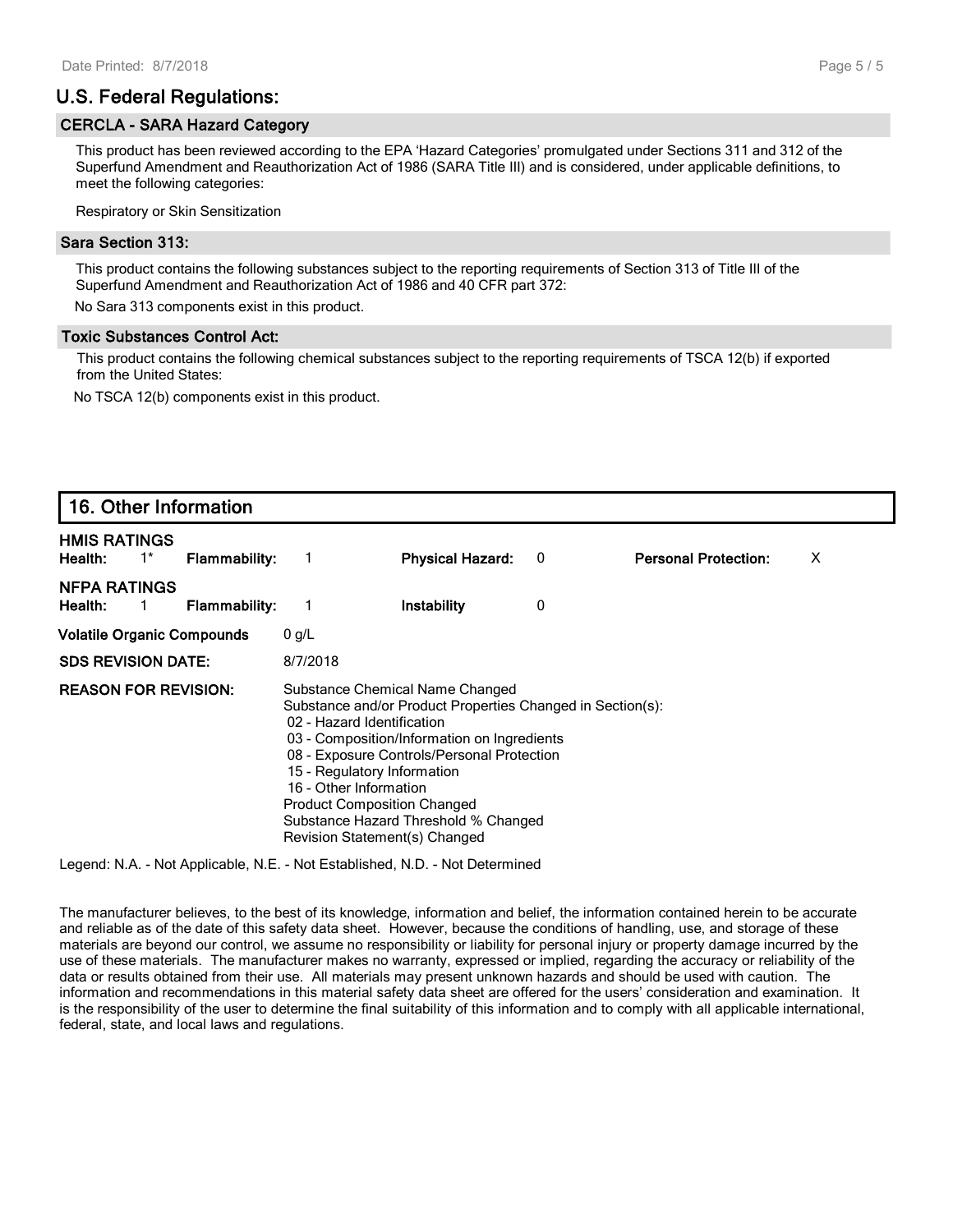## U.S. Federal Regulations:

### CERCLA - SARA Hazard Category

This product has been reviewed according to the EPA 'Hazard Categories' promulgated under Sections 311 and 312 of the Superfund Amendment and Reauthorization Act of 1986 (SARA Title III) and is considered, under applicable definitions, to meet the following categories:

Respiratory or Skin Sensitization

### Sara Section 313:

This product contains the following substances subject to the reporting requirements of Section 313 of Title III of the Superfund Amendment and Reauthorization Act of 1986 and 40 CFR part 372:

No Sara 313 components exist in this product.

### Toxic Substances Control Act:

This product contains the following chemical substances subject to the reporting requirements of TSCA 12(b) if exported from the United States:

No TSCA 12(b) components exist in this product.

## 16. Other Information

**HMIS RATINGS**

| | | | | | | | |
|---|---|---|---|---|---|---|---|
| **Health:** | 1* | **Flammability:** | 1 | **Physical Hazard:** | 0 | **Personal Protection:** | X |

**NFPA RATINGS**

| | | | | | |
|---|---|---|---|---|---|
| **Health:** | 1 | **Flammability:** | 1 | **Instability** | 0 |

**Volatile Organic Compounds** 0 g/L

**SDS REVISION DATE:** 8/7/2018

**REASON FOR REVISION:**

Substance Chemical Name Changed
Substance and/or Product Properties Changed in Section(s):
02 - Hazard Identification
03 - Composition/Information on Ingredients
08 - Exposure Controls/Personal Protection
15 - Regulatory Information
16 - Other Information
Product Composition Changed
Substance Hazard Threshold % Changed
Revision Statement(s) Changed

Legend: N.A. - Not Applicable, N.E. - Not Established, N.D. - Not Determined

The manufacturer believes, to the best of its knowledge, information and belief, the information contained herein to be accurate and reliable as of the date of this safety data sheet. However, because the conditions of handling, use, and storage of these materials are beyond our control, we assume no responsibility or liability for personal injury or property damage incurred by the use of these materials. The manufacturer makes no warranty, expressed or implied, regarding the accuracy or reliability of the data or results obtained from their use. All materials may present unknown hazards and should be used with caution. The information and recommendations in this material safety data sheet are offered for the users' consideration and examination. It is the responsibility of the user to determine the final suitability of this information and to comply with all applicable international, federal, state, and local laws and regulations.